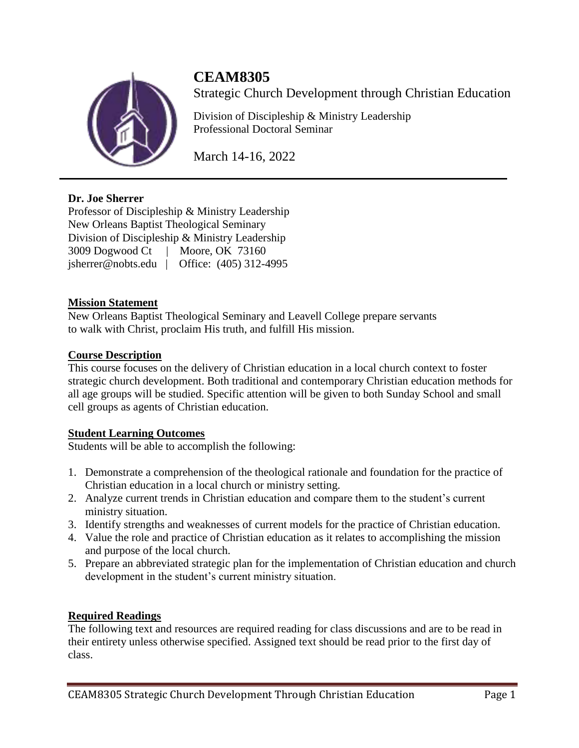# CEAM8305

Strategic Church Development through Christian Education

Division of Discipleship & Ministry Leadership
Professional Doctoral Seminar

March 14-16, 2022

---

**Dr. Joe Sherrer**
Professor of Discipleship & Ministry Leadership
New Orleans Baptist Theological Seminary
Division of Discipleship & Ministry Leadership
3009 Dogwood Ct | Moore, OK 73160
jsherrer@nobts.edu | Office: (405) 312-4995

## Mission Statement

New Orleans Baptist Theological Seminary and Leavell College prepare servants to walk with Christ, proclaim His truth, and fulfill His mission.

## Course Description

This course focuses on the delivery of Christian education in a local church context to foster strategic church development. Both traditional and contemporary Christian education methods for all age groups will be studied. Specific attention will be given to both Sunday School and small cell groups as agents of Christian education.

## Student Learning Outcomes

Students will be able to accomplish the following:

1. Demonstrate a comprehension of the theological rationale and foundation for the practice of Christian education in a local church or ministry setting.
2. Analyze current trends in Christian education and compare them to the student's current ministry situation.
3. Identify strengths and weaknesses of current models for the practice of Christian education.
4. Value the role and practice of Christian education as it relates to accomplishing the mission and purpose of the local church.
5. Prepare an abbreviated strategic plan for the implementation of Christian education and church development in the student's current ministry situation.

## Required Readings

The following text and resources are required reading for class discussions and are to be read in their entirety unless otherwise specified. Assigned text should be read prior to the first day of class.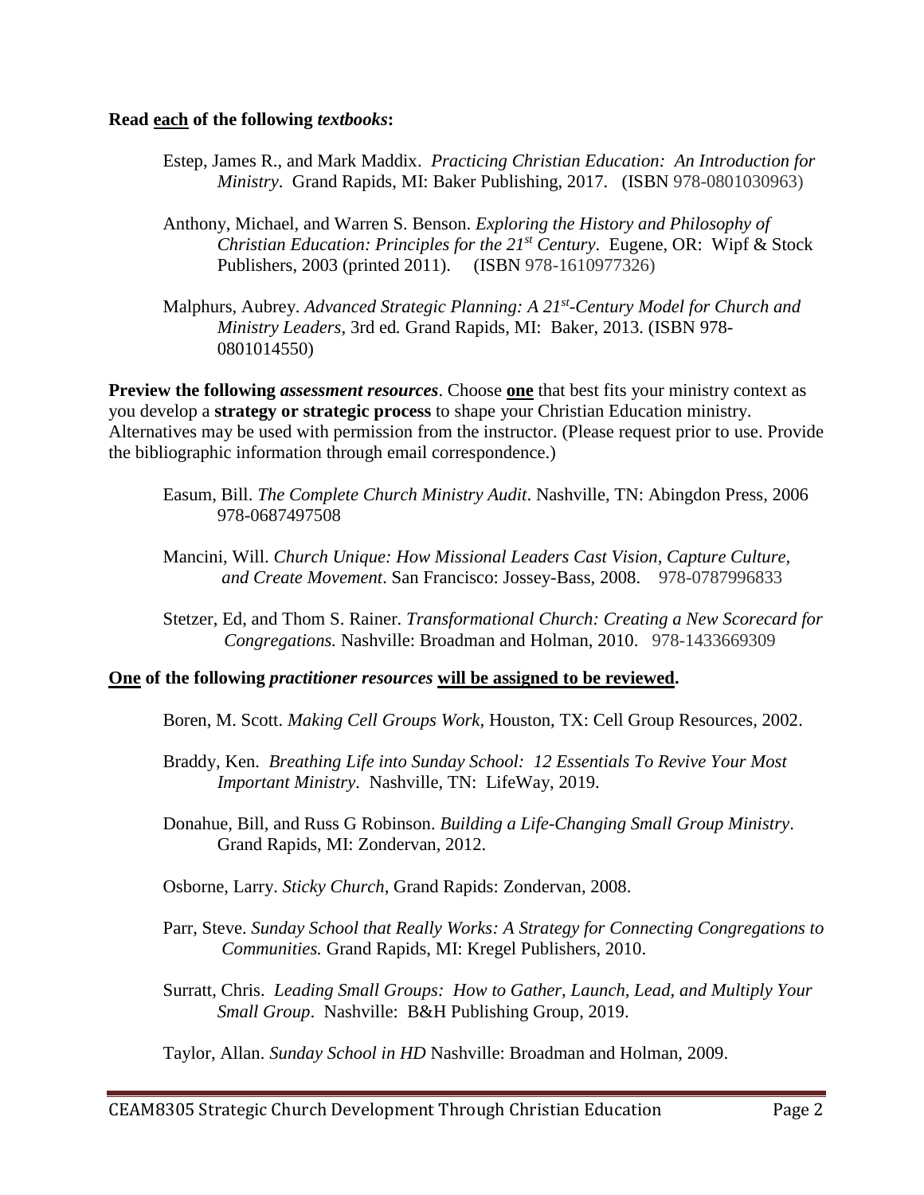**Read <u>each</u> of the following *textbooks*:**

Estep, James R., and Mark Maddix. *Practicing Christian Education: An Introduction for Ministry*. Grand Rapids, MI: Baker Publishing, 2017. (ISBN 978-0801030963)

Anthony, Michael, and Warren S. Benson. *Exploring the History and Philosophy of Christian Education: Principles for the 21st Century*. Eugene, OR: Wipf & Stock Publishers, 2003 (printed 2011). (ISBN 978-1610977326)

Malphurs, Aubrey. *Advanced Strategic Planning: A 21st-Century Model for Church and Ministry Leaders,* 3rd ed. Grand Rapids, MI: Baker, 2013. (ISBN 978-0801014550)

**Preview the following *assessment resources***. Choose **<u>one</u>** that best fits your ministry context as you develop a **strategy or strategic process** to shape your Christian Education ministry. Alternatives may be used with permission from the instructor. (Please request prior to use. Provide the bibliographic information through email correspondence.)

Easum, Bill. *The Complete Church Ministry Audit*. Nashville, TN: Abingdon Press, 2006 978-0687497508

Mancini, Will. *Church Unique: How Missional Leaders Cast Vision, Capture Culture, and Create Movement*. San Francisco: Jossey-Bass, 2008. 978-0787996833

Stetzer, Ed, and Thom S. Rainer. *Transformational Church: Creating a New Scorecard for Congregations.* Nashville: Broadman and Holman, 2010. 978-1433669309

**<u>One</u> of the following *practitioner resources* <u>will be assigned to be reviewed</u>.**

Boren, M. Scott. *Making Cell Groups Work,* Houston, TX: Cell Group Resources, 2002.

Braddy, Ken. *Breathing Life into Sunday School: 12 Essentials To Revive Your Most Important Ministry*. Nashville, TN: LifeWay, 2019.

Donahue, Bill, and Russ G Robinson. *Building a Life-Changing Small Group Ministry*. Grand Rapids, MI: Zondervan, 2012.

Osborne, Larry. *Sticky Church,* Grand Rapids: Zondervan, 2008.

Parr, Steve. *Sunday School that Really Works: A Strategy for Connecting Congregations to Communities.* Grand Rapids, MI: Kregel Publishers, 2010.

Surratt, Chris. *Leading Small Groups: How to Gather, Launch, Lead, and Multiply Your Small Group*. Nashville: B&H Publishing Group, 2019.

Taylor, Allan. *Sunday School in HD* Nashville: Broadman and Holman, 2009.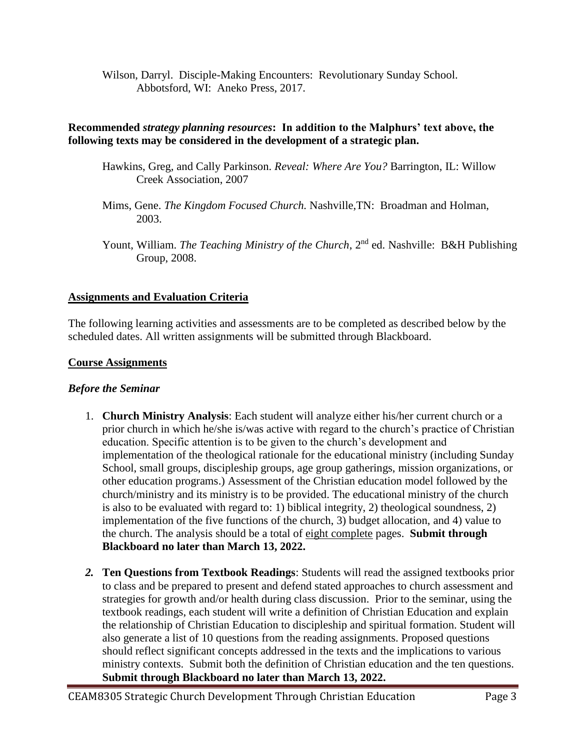Wilson, Darryl. Disciple-Making Encounters: Revolutionary Sunday School. Abbotsford, WI: Aneko Press, 2017.

**Recommended *strategy planning resources*: In addition to the Malphurs' text above, the following texts may be considered in the development of a strategic plan.**

Hawkins, Greg, and Cally Parkinson. *Reveal: Where Are You?* Barrington, IL: Willow Creek Association, 2007

Mims, Gene. *The Kingdom Focused Church.* Nashville,TN: Broadman and Holman, 2003.

Yount, William. *The Teaching Ministry of the Church*, 2nd ed. Nashville: B&H Publishing Group, 2008.

## Assignments and Evaluation Criteria

The following learning activities and assessments are to be completed as described below by the scheduled dates. All written assignments will be submitted through Blackboard.

## Course Assignments

### *Before the Seminar*

1. **Church Ministry Analysis**: Each student will analyze either his/her current church or a prior church in which he/she is/was active with regard to the church's practice of Christian education. Specific attention is to be given to the church's development and implementation of the theological rationale for the educational ministry (including Sunday School, small groups, discipleship groups, age group gatherings, mission organizations, or other education programs.) Assessment of the Christian education model followed by the church/ministry and its ministry is to be provided. The educational ministry of the church is also to be evaluated with regard to: 1) biblical integrity, 2) theological soundness, 2) implementation of the five functions of the church, 3) budget allocation, and 4) value to the church. The analysis should be a total of eight complete pages. **Submit through Blackboard no later than March 13, 2022.**

2. **Ten Questions from Textbook Readings**: Students will read the assigned textbooks prior to class and be prepared to present and defend stated approaches to church assessment and strategies for growth and/or health during class discussion. Prior to the seminar, using the textbook readings, each student will write a definition of Christian Education and explain the relationship of Christian Education to discipleship and spiritual formation. Student will also generate a list of 10 questions from the reading assignments. Proposed questions should reflect significant concepts addressed in the texts and the implications to various ministry contexts. Submit both the definition of Christian education and the ten questions. **Submit through Blackboard no later than March 13, 2022.**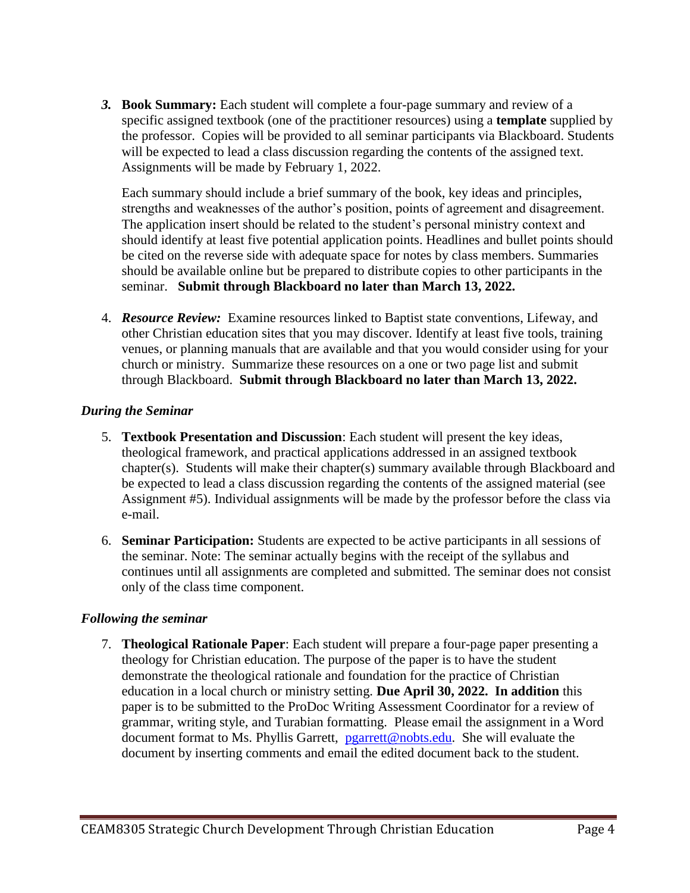3. **Book Summary:** Each student will complete a four-page summary and review of a specific assigned textbook (one of the practitioner resources) using a **template** supplied by the professor. Copies will be provided to all seminar participants via Blackboard. Students will be expected to lead a class discussion regarding the contents of the assigned text. Assignments will be made by February 1, 2022.

   Each summary should include a brief summary of the book, key ideas and principles, strengths and weaknesses of the author's position, points of agreement and disagreement. The application insert should be related to the student's personal ministry context and should identify at least five potential application points. Headlines and bullet points should be cited on the reverse side with adequate space for notes by class members. Summaries should be available online but be prepared to distribute copies to other participants in the seminar. **Submit through Blackboard no later than March 13, 2022.**

4. ***Resource Review:*** Examine resources linked to Baptist state conventions, Lifeway, and other Christian education sites that you may discover. Identify at least five tools, training venues, or planning manuals that are available and that you would consider using for your church or ministry. Summarize these resources on a one or two page list and submit through Blackboard. **Submit through Blackboard no later than March 13, 2022.**

### *During the Seminar*

5. **Textbook Presentation and Discussion**: Each student will present the key ideas, theological framework, and practical applications addressed in an assigned textbook chapter(s). Students will make their chapter(s) summary available through Blackboard and be expected to lead a class discussion regarding the contents of the assigned material (see Assignment #5). Individual assignments will be made by the professor before the class via e-mail.

6. **Seminar Participation:** Students are expected to be active participants in all sessions of the seminar. Note: The seminar actually begins with the receipt of the syllabus and continues until all assignments are completed and submitted. The seminar does not consist only of the class time component.

### *Following the seminar*

7. **Theological Rationale Paper**: Each student will prepare a four-page paper presenting a theology for Christian education. The purpose of the paper is to have the student demonstrate the theological rationale and foundation for the practice of Christian education in a local church or ministry setting. **Due April 30, 2022. In addition** this paper is to be submitted to the ProDoc Writing Assessment Coordinator for a review of grammar, writing style, and Turabian formatting. Please email the assignment in a Word document format to Ms. Phyllis Garrett, pgarrett@nobts.edu. She will evaluate the document by inserting comments and email the edited document back to the student.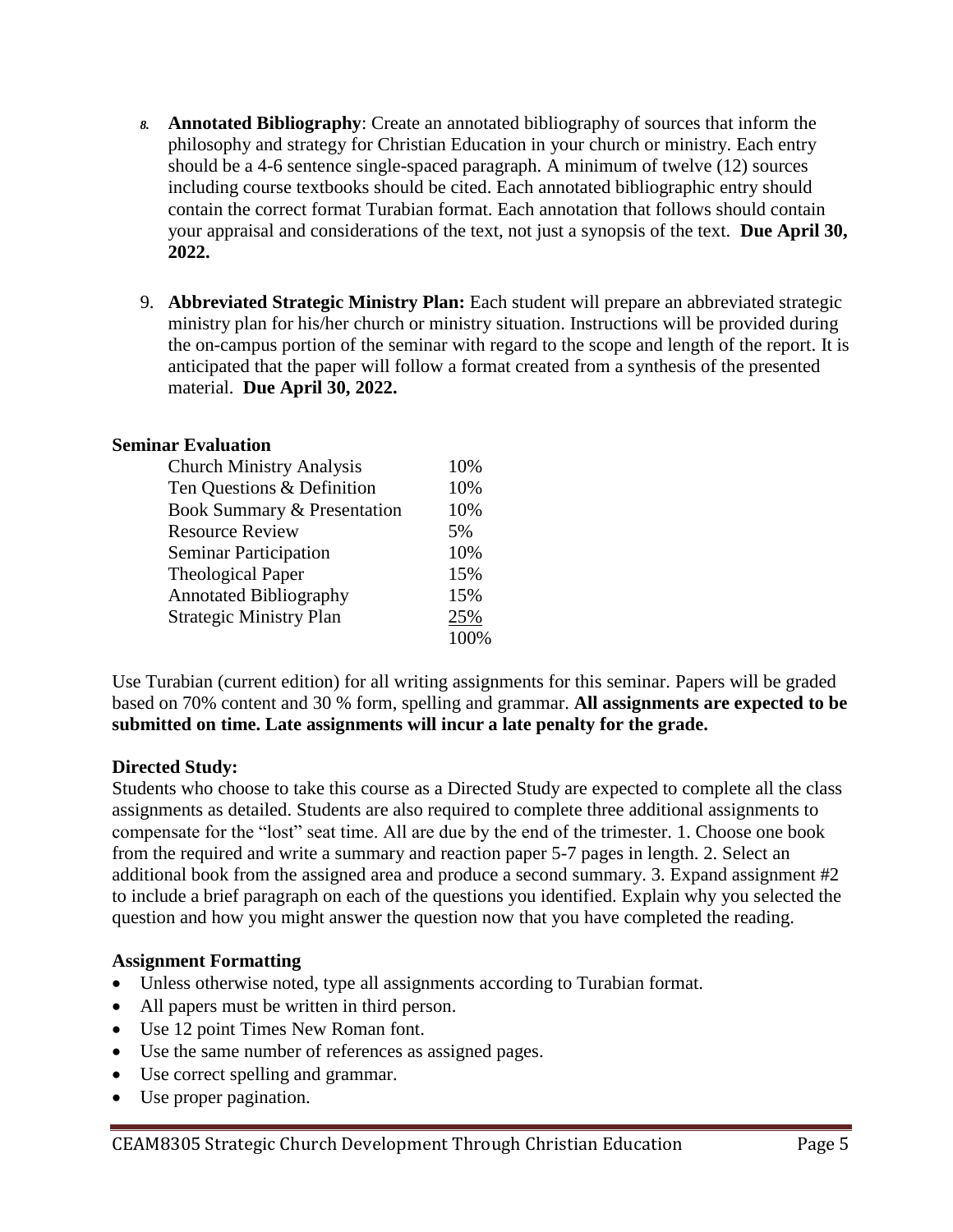8. **Annotated Bibliography**: Create an annotated bibliography of sources that inform the philosophy and strategy for Christian Education in your church or ministry. Each entry should be a 4-6 sentence single-spaced paragraph. A minimum of twelve (12) sources including course textbooks should be cited. Each annotated bibliographic entry should contain the correct format Turabian format. Each annotation that follows should contain your appraisal and considerations of the text, not just a synopsis of the text. **Due April 30, 2022.**

9. **Abbreviated Strategic Ministry Plan:** Each student will prepare an abbreviated strategic ministry plan for his/her church or ministry situation. Instructions will be provided during the on-campus portion of the seminar with regard to the scope and length of the report. It is anticipated that the paper will follow a format created from a synthesis of the presented material. **Due April 30, 2022.**

**Seminar Evaluation**

| | |
|---|---|
| Church Ministry Analysis | 10% |
| Ten Questions & Definition | 10% |
| Book Summary & Presentation | 10% |
| Resource Review | 5% |
| Seminar Participation | 10% |
| Theological Paper | 15% |
| Annotated Bibliography | 15% |
| Strategic Ministry Plan | 25% |
| | 100% |

Use Turabian (current edition) for all writing assignments for this seminar. Papers will be graded based on 70% content and 30 % form, spelling and grammar. **All assignments are expected to be submitted on time. Late assignments will incur a late penalty for the grade.**

**Directed Study:**

Students who choose to take this course as a Directed Study are expected to complete all the class assignments as detailed. Students are also required to complete three additional assignments to compensate for the "lost" seat time. All are due by the end of the trimester. 1. Choose one book from the required and write a summary and reaction paper 5-7 pages in length. 2. Select an additional book from the assigned area and produce a second summary. 3. Expand assignment #2 to include a brief paragraph on each of the questions you identified. Explain why you selected the question and how you might answer the question now that you have completed the reading.

**Assignment Formatting**

- Unless otherwise noted, type all assignments according to Turabian format.
- All papers must be written in third person.
- Use 12 point Times New Roman font.
- Use the same number of references as assigned pages.
- Use correct spelling and grammar.
- Use proper pagination.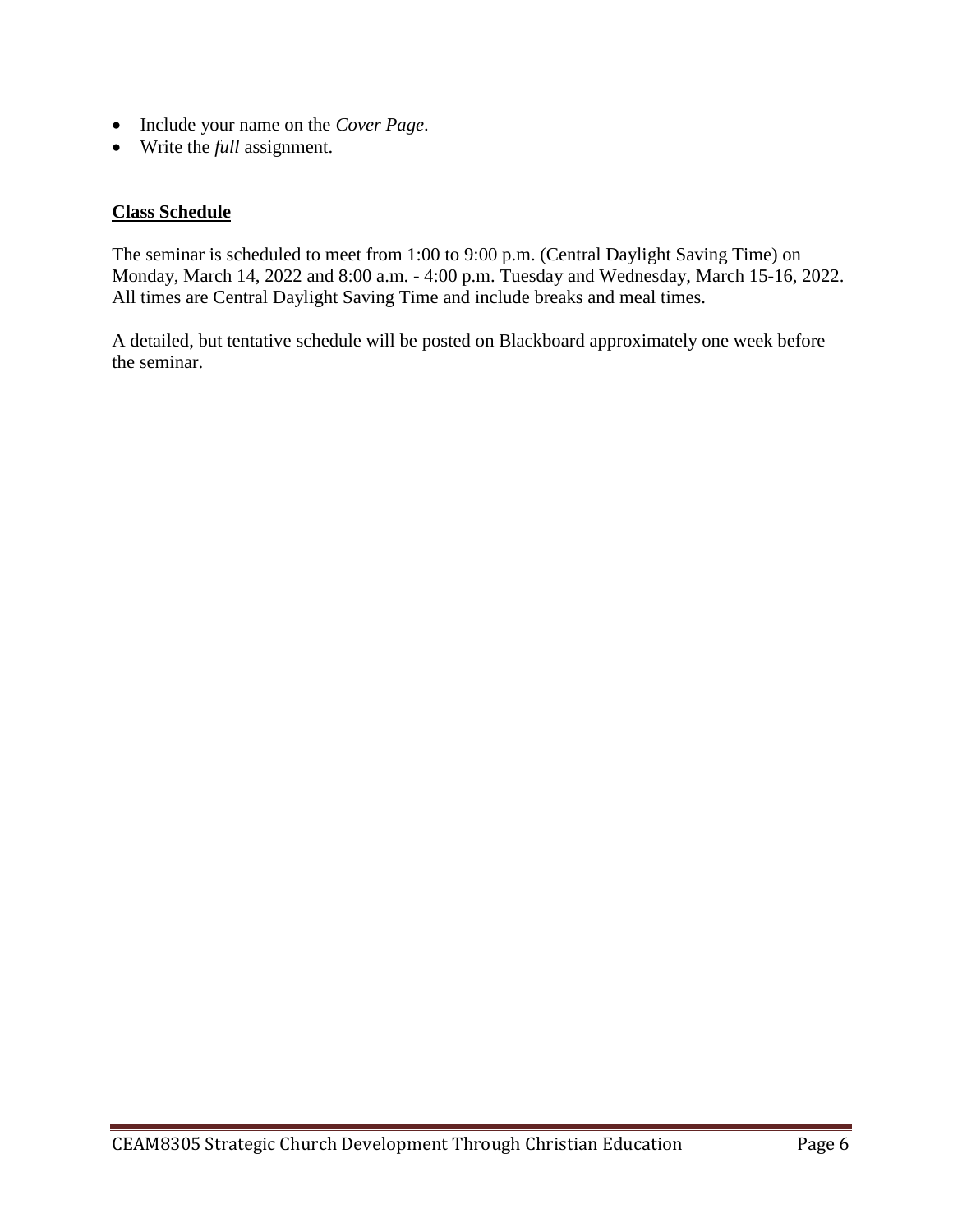- Include your name on the *Cover Page*.
- Write the *full* assignment.

## **Class Schedule**

The seminar is scheduled to meet from 1:00 to 9:00 p.m. (Central Daylight Saving Time) on Monday, March 14, 2022 and 8:00 a.m. - 4:00 p.m. Tuesday and Wednesday, March 15-16, 2022. All times are Central Daylight Saving Time and include breaks and meal times.

A detailed, but tentative schedule will be posted on Blackboard approximately one week before the seminar.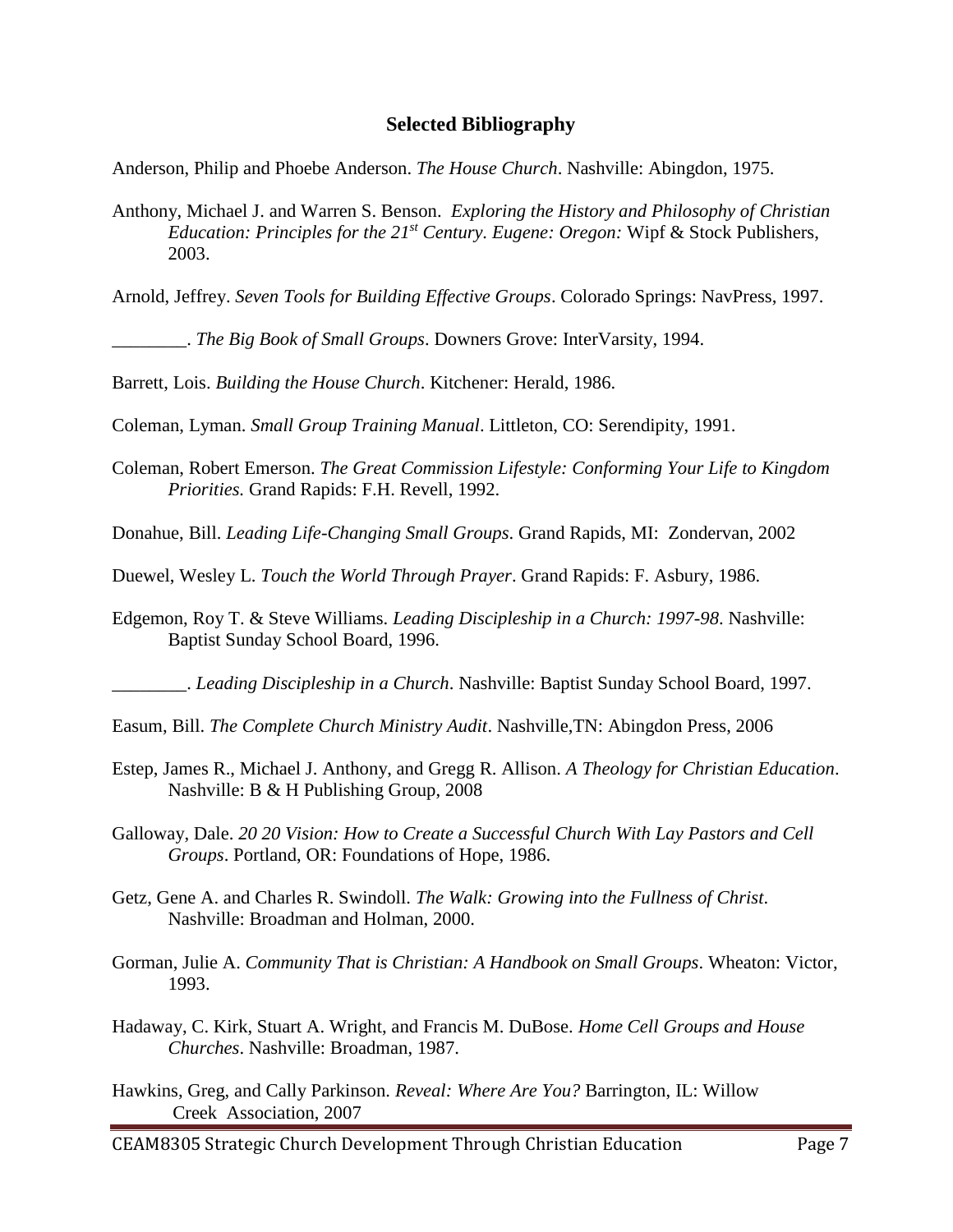## Selected Bibliography

Anderson, Philip and Phoebe Anderson. *The House Church*. Nashville: Abingdon, 1975.

Anthony, Michael J. and Warren S. Benson. *Exploring the History and Philosophy of Christian Education: Principles for the 21st Century. Eugene: Oregon:* Wipf & Stock Publishers, 2003.

Arnold, Jeffrey. *Seven Tools for Building Effective Groups*. Colorado Springs: NavPress, 1997.

________. *The Big Book of Small Groups*. Downers Grove: InterVarsity, 1994.

Barrett, Lois. *Building the House Church*. Kitchener: Herald, 1986.

Coleman, Lyman. *Small Group Training Manual*. Littleton, CO: Serendipity, 1991.

Coleman, Robert Emerson. *The Great Commission Lifestyle: Conforming Your Life to Kingdom Priorities.* Grand Rapids: F.H. Revell, 1992.

Donahue, Bill. *Leading Life-Changing Small Groups*. Grand Rapids, MI: Zondervan, 2002

Duewel, Wesley L. *Touch the World Through Prayer*. Grand Rapids: F. Asbury, 1986.

Edgemon, Roy T. & Steve Williams. *Leading Discipleship in a Church: 1997-98*. Nashville: Baptist Sunday School Board, 1996.

________. *Leading Discipleship in a Church*. Nashville: Baptist Sunday School Board, 1997.

Easum, Bill. *The Complete Church Ministry Audit*. Nashville,TN: Abingdon Press, 2006

Estep, James R., Michael J. Anthony, and Gregg R. Allison. *A Theology for Christian Education*. Nashville: B & H Publishing Group, 2008

Galloway, Dale. *20 20 Vision: How to Create a Successful Church With Lay Pastors and Cell Groups*. Portland, OR: Foundations of Hope, 1986.

Getz, Gene A. and Charles R. Swindoll. *The Walk: Growing into the Fullness of Christ*. Nashville: Broadman and Holman, 2000.

Gorman, Julie A. *Community That is Christian: A Handbook on Small Groups*. Wheaton: Victor, 1993.

Hadaway, C. Kirk, Stuart A. Wright, and Francis M. DuBose. *Home Cell Groups and House Churches*. Nashville: Broadman, 1987.

Hawkins, Greg, and Cally Parkinson. *Reveal: Where Are You?* Barrington, IL: Willow Creek Association, 2007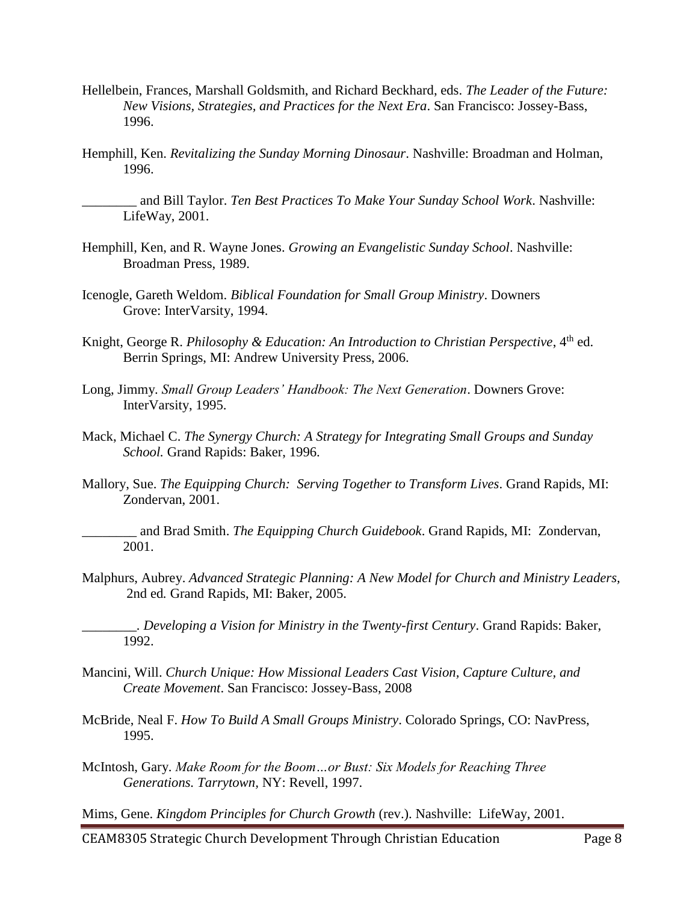Hellelbein, Frances, Marshall Goldsmith, and Richard Beckhard, eds. *The Leader of the Future: New Visions, Strategies, and Practices for the Next Era*. San Francisco: Jossey-Bass, 1996.

Hemphill, Ken. *Revitalizing the Sunday Morning Dinosaur*. Nashville: Broadman and Holman, 1996.

________ and Bill Taylor. *Ten Best Practices To Make Your Sunday School Work*. Nashville: LifeWay, 2001.

Hemphill, Ken, and R. Wayne Jones. *Growing an Evangelistic Sunday School*. Nashville: Broadman Press, 1989.

Icenogle, Gareth Weldom. *Biblical Foundation for Small Group Ministry*. Downers Grove: InterVarsity, 1994.

Knight, George R. *Philosophy & Education: An Introduction to Christian Perspective*, 4th ed. Berrin Springs, MI: Andrew University Press, 2006.

Long, Jimmy. *Small Group Leaders' Handbook: The Next Generation*. Downers Grove: InterVarsity, 1995.

Mack, Michael C. *The Synergy Church: A Strategy for Integrating Small Groups and Sunday School.* Grand Rapids: Baker, 1996.

Mallory, Sue. *The Equipping Church: Serving Together to Transform Lives*. Grand Rapids, MI: Zondervan, 2001.

________ and Brad Smith. *The Equipping Church Guidebook*. Grand Rapids, MI: Zondervan, 2001.

Malphurs, Aubrey. *Advanced Strategic Planning: A New Model for Church and Ministry Leaders,* 2nd ed*.* Grand Rapids, MI: Baker, 2005.

________. *Developing a Vision for Ministry in the Twenty-first Century*. Grand Rapids: Baker, 1992.

Mancini, Will. *Church Unique: How Missional Leaders Cast Vision, Capture Culture, and Create Movement*. San Francisco: Jossey-Bass, 2008

McBride, Neal F. *How To Build A Small Groups Ministry*. Colorado Springs, CO: NavPress, 1995.

McIntosh, Gary. *Make Room for the Boom…or Bust: Six Models for Reaching Three Generations. Tarrytown,* NY: Revell, 1997.

Mims, Gene. *Kingdom Principles for Church Growth* (rev.). Nashville: LifeWay, 2001.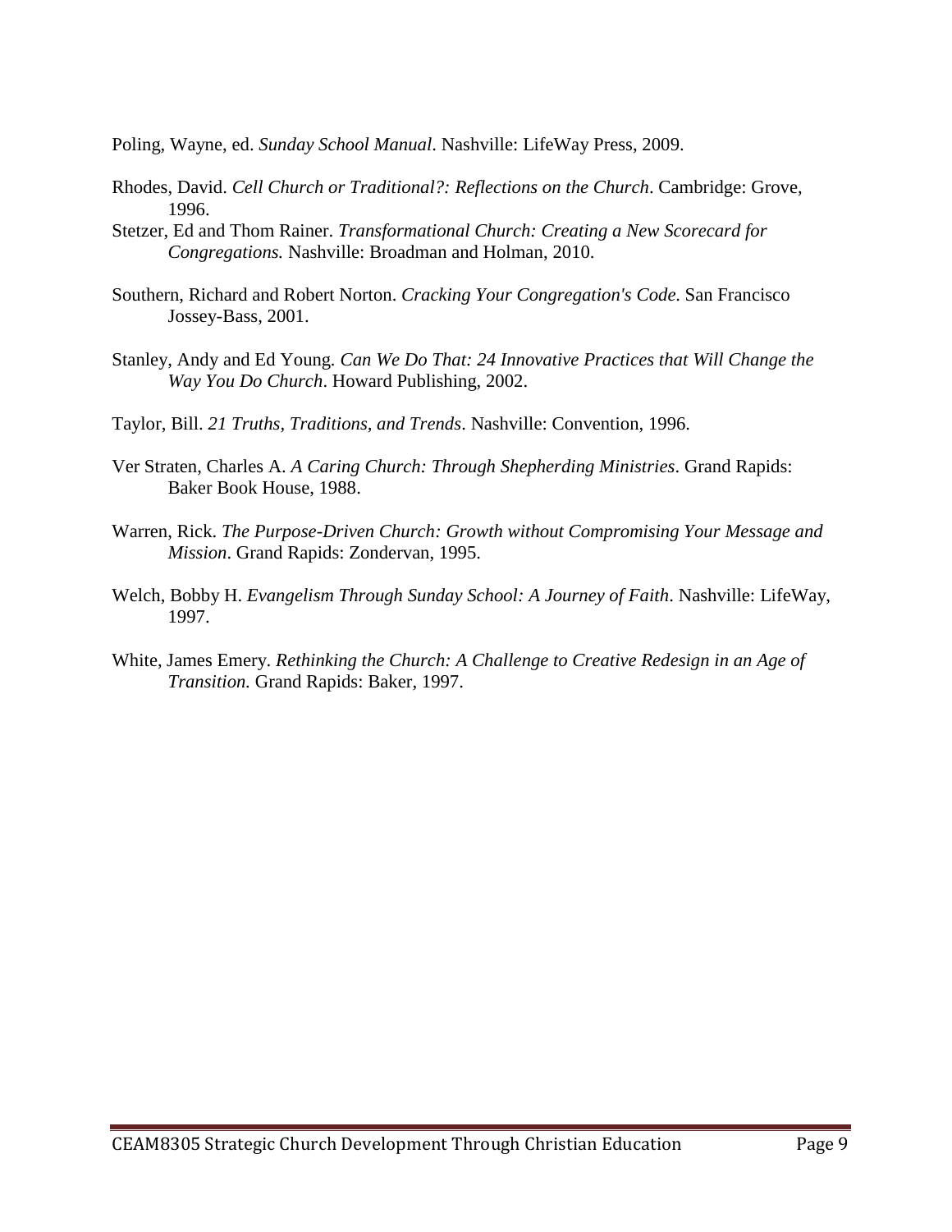Poling, Wayne, ed. *Sunday School Manual*. Nashville: LifeWay Press, 2009.

Rhodes, David. *Cell Church or Traditional?: Reflections on the Church*. Cambridge: Grove, 1996.

Stetzer, Ed and Thom Rainer. *Transformational Church: Creating a New Scorecard for Congregations.* Nashville: Broadman and Holman, 2010.

Southern, Richard and Robert Norton. *Cracking Your Congregation's Code*. San Francisco Jossey-Bass, 2001.

Stanley, Andy and Ed Young. *Can We Do That: 24 Innovative Practices that Will Change the Way You Do Church*. Howard Publishing, 2002.

Taylor, Bill. *21 Truths, Traditions, and Trends*. Nashville: Convention, 1996.

Ver Straten, Charles A. *A Caring Church: Through Shepherding Ministries*. Grand Rapids: Baker Book House, 1988.

Warren, Rick. *The Purpose-Driven Church: Growth without Compromising Your Message and Mission*. Grand Rapids: Zondervan, 1995.

Welch, Bobby H. *Evangelism Through Sunday School: A Journey of Faith*. Nashville: LifeWay, 1997.

White, James Emery. *Rethinking the Church: A Challenge to Creative Redesign in an Age of Transition.* Grand Rapids: Baker, 1997.